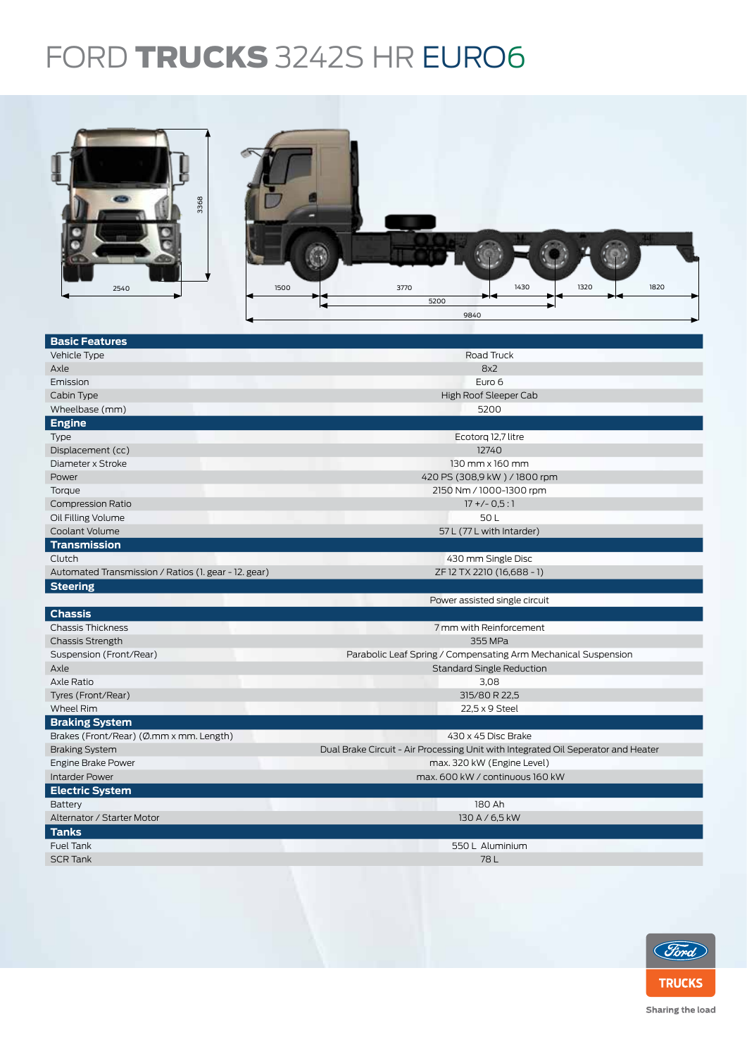# FORD **TRUCKS** 3242S HR EURO6

| Basic Features | |
|---|---|
| Vehicle Type | Road Truck |
| Axle | 8x2 |
| Emission | Euro 6 |
| Cabin Type | High Roof Sleeper Cab |
| Wheelbase (mm) | 5200 |
| **Engine** | |
| Type | Ecotorq 12,7 litre |
| Displacement (cc) | 12740 |
| Diameter x Stroke | 130 mm x 160 mm |
| Power | 420 PS (308,9 kW ) / 1800 rpm |
| Torque | 2150 Nm / 1000-1300 rpm |
| Compression Ratio | 17 +/- 0,5 : 1 |
| Oil Filling Volume | 50 L |
| Coolant Volume | 57 L (77 L with Intarder) |
| **Transmission** | |
| Clutch | 430 mm Single Disc |
| Automated Transmission / Ratios (1. gear - 12. gear) | ZF 12 TX 2210 (16,688 - 1) |
| **Steering** | |
| | Power assisted single circuit |
| **Chassis** | |
| Chassis Thickness | 7 mm with Reinforcement |
| Chassis Strength | 355 MPa |
| Suspension (Front/Rear) | Parabolic Leaf Spring / Compensating Arm Mechanical Suspension |
| Axle | Standard Single Reduction |
| Axle Ratio | 3,08 |
| Tyres (Front/Rear) | 315/80 R 22,5 |
| Wheel Rim | 22,5 x 9 Steel |
| **Braking System** | |
| Brakes (Front/Rear) (Ø.mm x mm. Length) | 430 x 45 Disc Brake |
| Braking System | Dual Brake Circuit - Air Processing Unit with Integrated Oil Seperator and Heater |
| Engine Brake Power | max. 320 kW (Engine Level) |
| Intarder Power | max. 600 kW / continuous 160 kW |
| **Electric System** | |
| Battery | 180 Ah |
| Alternator / Starter Motor | 130 A / 6,5 kW |
| **Tanks** | |
| Fuel Tank | 550 L Aluminium |
| SCR Tank | 78 L |

TRUCKS

Sharing the load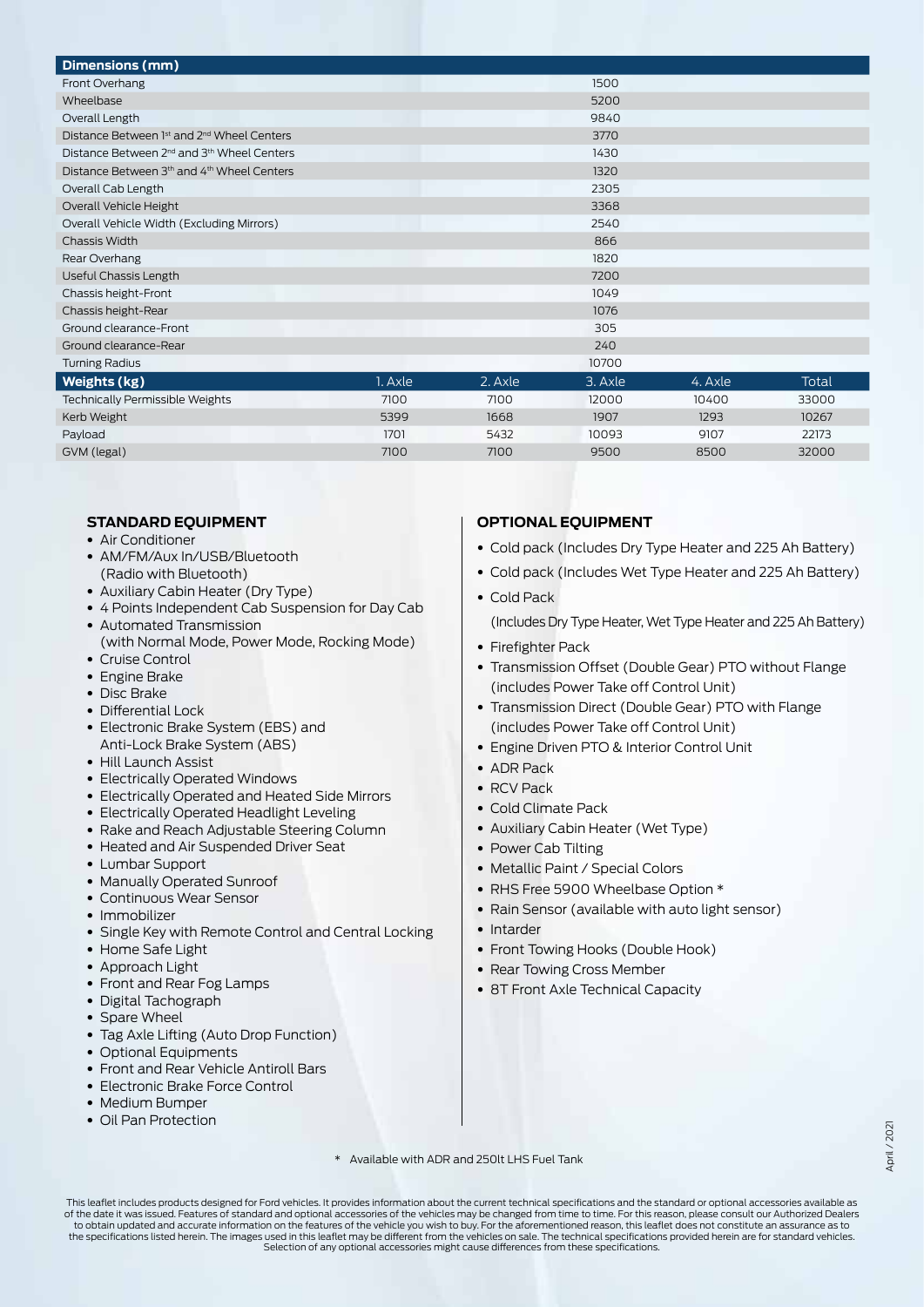| Dimensions (mm) | |
|---|---|
| Front Overhang | 1500 |
| Wheelbase | 5200 |
| Overall Length | 9840 |
| Distance Between 1st and 2nd Wheel Centers | 3770 |
| Distance Between 2nd and 3th Wheel Centers | 1430 |
| Distance Between 3th and 4th Wheel Centers | 1320 |
| Overall Cab Length | 2305 |
| Overall Vehicle Height | 3368 |
| Overall Vehicle Width (Excluding Mirrors) | 2540 |
| Chassis Width | 866 |
| Rear Overhang | 1820 |
| Useful Chassis Length | 7200 |
| Chassis height-Front | 1049 |
| Chassis height-Rear | 1076 |
| Ground clearance-Front | 305 |
| Ground clearance-Rear | 240 |
| Turning Radius | 10700 |

| Weights (kg) | 1. Axle | 2. Axle | 3. Axle | 4. Axle | Total |
|---|---|---|---|---|---|
| Technically Permissible Weights | 7100 | 7100 | 12000 | 10400 | 33000 |
| Kerb Weight | 5399 | 1668 | 1907 | 1293 | 10267 |
| Payload | 1701 | 5432 | 10093 | 9107 | 22173 |
| GVM (legal) | 7100 | 7100 | 9500 | 8500 | 32000 |

## STANDARD EQUIPMENT

- Air Conditioner
- AM/FM/Aux In/USB/Bluetooth (Radio with Bluetooth)
- Auxiliary Cabin Heater (Dry Type)
- 4 Points Independent Cab Suspension for Day Cab
- Automated Transmission (with Normal Mode, Power Mode, Rocking Mode)
- Cruise Control
- Engine Brake
- Disc Brake
- Differential Lock
- Electronic Brake System (EBS) and Anti-Lock Brake System (ABS)
- Hill Launch Assist
- Electrically Operated Windows
- Electrically Operated and Heated Side Mirrors
- Electrically Operated Headlight Leveling
- Rake and Reach Adjustable Steering Column
- Heated and Air Suspended Driver Seat
- Lumbar Support
- Manually Operated Sunroof
- Continuous Wear Sensor
- Immobilizer
- Single Key with Remote Control and Central Locking
- Home Safe Light
- Approach Light
- Front and Rear Fog Lamps
- Digital Tachograph
- Spare Wheel
- Tag Axle Lifting (Auto Drop Function)
- Optional Equipments
- Front and Rear Vehicle Antiroll Bars
- Electronic Brake Force Control
- Medium Bumper
- Oil Pan Protection

## OPTIONAL EQUIPMENT

- Cold pack (Includes Dry Type Heater and 225 Ah Battery)
- Cold pack (Includes Wet Type Heater and 225 Ah Battery)
- Cold Pack (Includes Dry Type Heater, Wet Type Heater and 225 Ah Battery)
- Firefighter Pack
- Transmission Offset (Double Gear) PTO without Flange (includes Power Take off Control Unit)
- Transmission Direct (Double Gear) PTO with Flange (includes Power Take off Control Unit)
- Engine Driven PTO & Interior Control Unit
- ADR Pack
- RCV Pack
- Cold Climate Pack
- Auxiliary Cabin Heater (Wet Type)
- Power Cab Tilting
- Metallic Paint / Special Colors
- RHS Free 5900 Wheelbase Option *
- Rain Sensor (available with auto light sensor)
- Intarder
- Front Towing Hooks (Double Hook)
- Rear Towing Cross Member
- 8T Front Axle Technical Capacity

\* Available with ADR and 250lt LHS Fuel Tank

April / 2021

This leaflet includes products designed for Ford vehicles. It provides information about the current technical specifications and the standard or optional accessories available as of the date it was issued. Features of standard and optional accessories of the vehicles may be changed from time to time. For this reason, please consult our Authorized Dealers to obtain updated and accurate information on the features of the vehicle you wish to buy. For the aforementioned reason, this leaflet does not constitute an assurance as to the specifications listed herein. The images used in this leaflet may be different from the vehicles on sale. The technical specifications provided herein are for standard vehicles. Selection of any optional accessories might cause differences from these specifications.